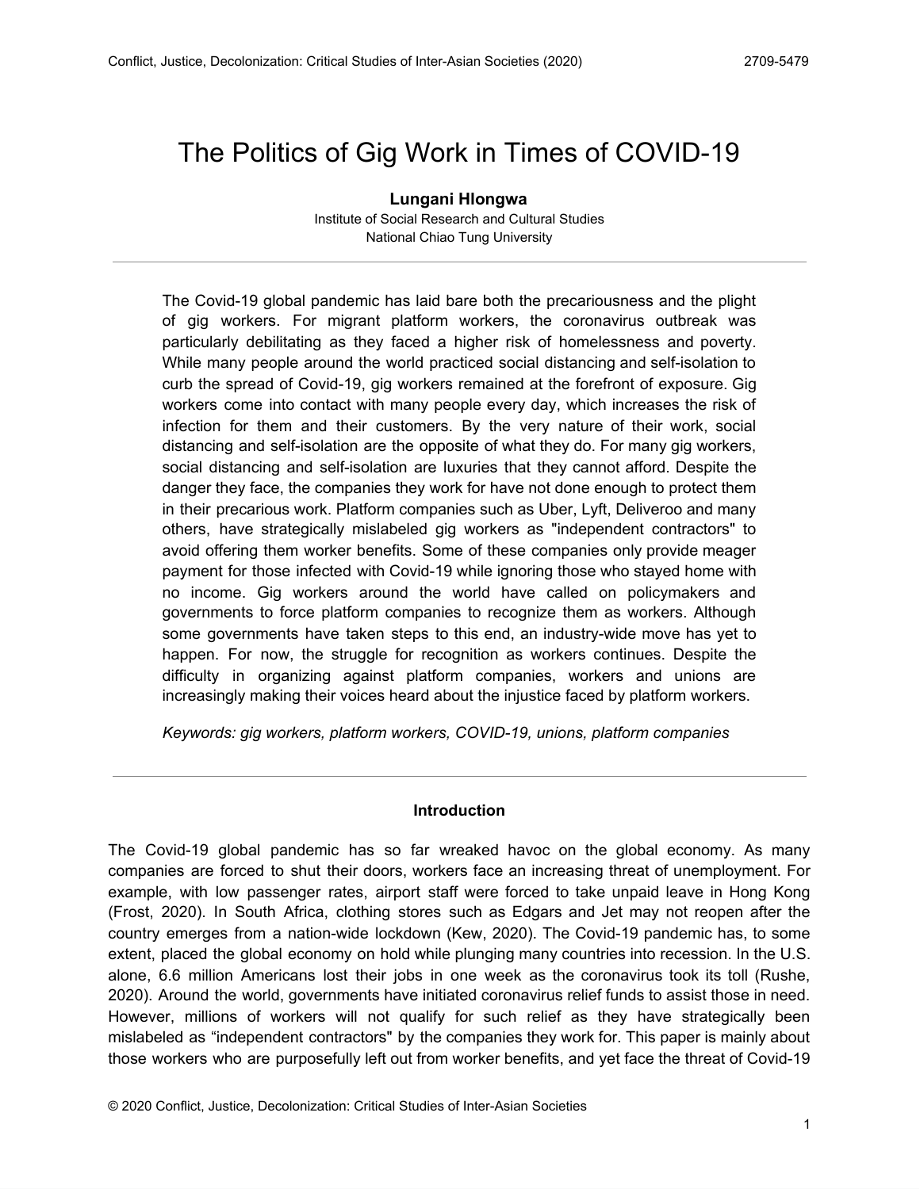# The Politics of Gig Work in Times of COVID-19

**Lungani Hlongwa**
Institute of Social Research and Cultural Studies
National Chiao Tung University

The Covid-19 global pandemic has laid bare both the precariousness and the plight of gig workers. For migrant platform workers, the coronavirus outbreak was particularly debilitating as they faced a higher risk of homelessness and poverty. While many people around the world practiced social distancing and self-isolation to curb the spread of Covid-19, gig workers remained at the forefront of exposure. Gig workers come into contact with many people every day, which increases the risk of infection for them and their customers. By the very nature of their work, social distancing and self-isolation are the opposite of what they do. For many gig workers, social distancing and self-isolation are luxuries that they cannot afford. Despite the danger they face, the companies they work for have not done enough to protect them in their precarious work. Platform companies such as Uber, Lyft, Deliveroo and many others, have strategically mislabeled gig workers as "independent contractors" to avoid offering them worker benefits. Some of these companies only provide meager payment for those infected with Covid-19 while ignoring those who stayed home with no income. Gig workers around the world have called on policymakers and governments to force platform companies to recognize them as workers. Although some governments have taken steps to this end, an industry-wide move has yet to happen. For now, the struggle for recognition as workers continues. Despite the difficulty in organizing against platform companies, workers and unions are increasingly making their voices heard about the injustice faced by platform workers.

*Keywords: gig workers, platform workers, COVID-19, unions, platform companies*

## Introduction

The Covid-19 global pandemic has so far wreaked havoc on the global economy. As many companies are forced to shut their doors, workers face an increasing threat of unemployment. For example, with low passenger rates, airport staff were forced to take unpaid leave in Hong Kong (Frost, 2020). In South Africa, clothing stores such as Edgars and Jet may not reopen after the country emerges from a nation-wide lockdown (Kew, 2020). The Covid-19 pandemic has, to some extent, placed the global economy on hold while plunging many countries into recession. In the U.S. alone, 6.6 million Americans lost their jobs in one week as the coronavirus took its toll (Rushe, 2020). Around the world, governments have initiated coronavirus relief funds to assist those in need. However, millions of workers will not qualify for such relief as they have strategically been mislabeled as "independent contractors" by the companies they work for. This paper is mainly about those workers who are purposefully left out from worker benefits, and yet face the threat of Covid-19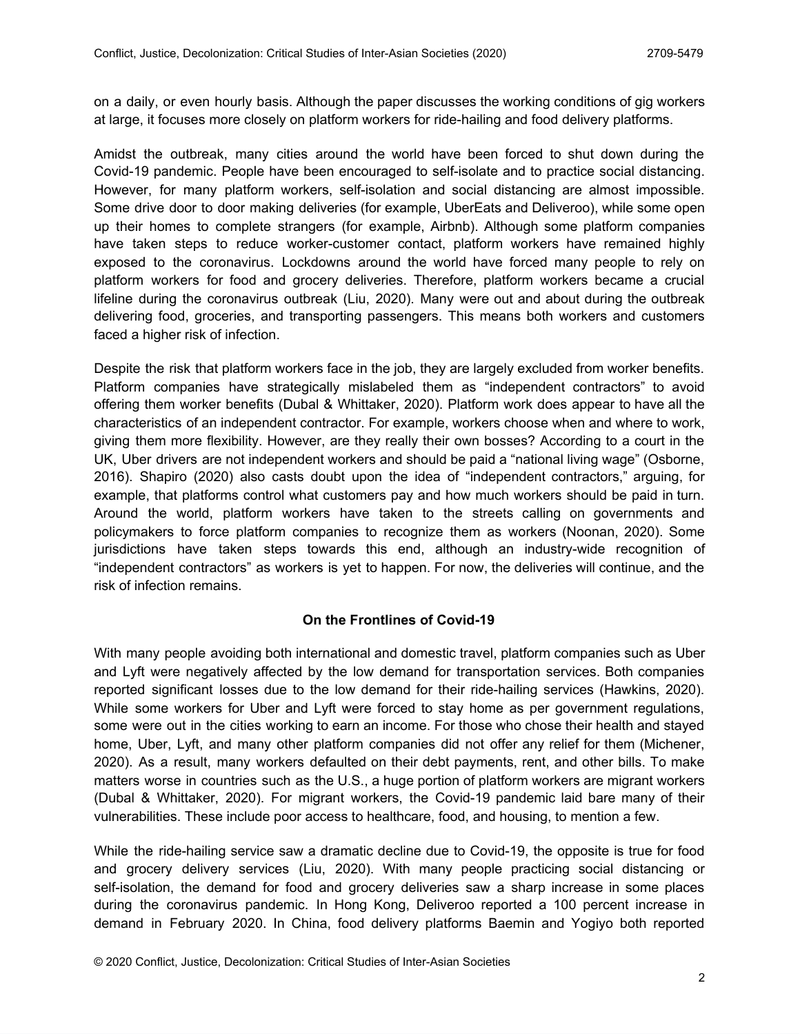on a daily, or even hourly basis. Although the paper discusses the working conditions of gig workers at large, it focuses more closely on platform workers for ride-hailing and food delivery platforms.

Amidst the outbreak, many cities around the world have been forced to shut down during the Covid-19 pandemic. People have been encouraged to self-isolate and to practice social distancing. However, for many platform workers, self-isolation and social distancing are almost impossible. Some drive door to door making deliveries (for example, UberEats and Deliveroo), while some open up their homes to complete strangers (for example, Airbnb). Although some platform companies have taken steps to reduce worker-customer contact, platform workers have remained highly exposed to the coronavirus. Lockdowns around the world have forced many people to rely on platform workers for food and grocery deliveries. Therefore, platform workers became a crucial lifeline during the coronavirus outbreak (Liu, 2020). Many were out and about during the outbreak delivering food, groceries, and transporting passengers. This means both workers and customers faced a higher risk of infection.

Despite the risk that platform workers face in the job, they are largely excluded from worker benefits. Platform companies have strategically mislabeled them as "independent contractors" to avoid offering them worker benefits (Dubal & Whittaker, 2020). Platform work does appear to have all the characteristics of an independent contractor. For example, workers choose when and where to work, giving them more flexibility. However, are they really their own bosses? According to a court in the UK, Uber drivers are not independent workers and should be paid a "national living wage" (Osborne, 2016). Shapiro (2020) also casts doubt upon the idea of "independent contractors," arguing, for example, that platforms control what customers pay and how much workers should be paid in turn. Around the world, platform workers have taken to the streets calling on governments and policymakers to force platform companies to recognize them as workers (Noonan, 2020). Some jurisdictions have taken steps towards this end, although an industry-wide recognition of "independent contractors" as workers is yet to happen. For now, the deliveries will continue, and the risk of infection remains.

## On the Frontlines of Covid-19

With many people avoiding both international and domestic travel, platform companies such as Uber and Lyft were negatively affected by the low demand for transportation services. Both companies reported significant losses due to the low demand for their ride-hailing services (Hawkins, 2020). While some workers for Uber and Lyft were forced to stay home as per government regulations, some were out in the cities working to earn an income. For those who chose their health and stayed home, Uber, Lyft, and many other platform companies did not offer any relief for them (Michener, 2020). As a result, many workers defaulted on their debt payments, rent, and other bills. To make matters worse in countries such as the U.S., a huge portion of platform workers are migrant workers (Dubal & Whittaker, 2020). For migrant workers, the Covid-19 pandemic laid bare many of their vulnerabilities. These include poor access to healthcare, food, and housing, to mention a few.

While the ride-hailing service saw a dramatic decline due to Covid-19, the opposite is true for food and grocery delivery services (Liu, 2020). With many people practicing social distancing or self-isolation, the demand for food and grocery deliveries saw a sharp increase in some places during the coronavirus pandemic. In Hong Kong, Deliveroo reported a 100 percent increase in demand in February 2020. In China, food delivery platforms Baemin and Yogiyo both reported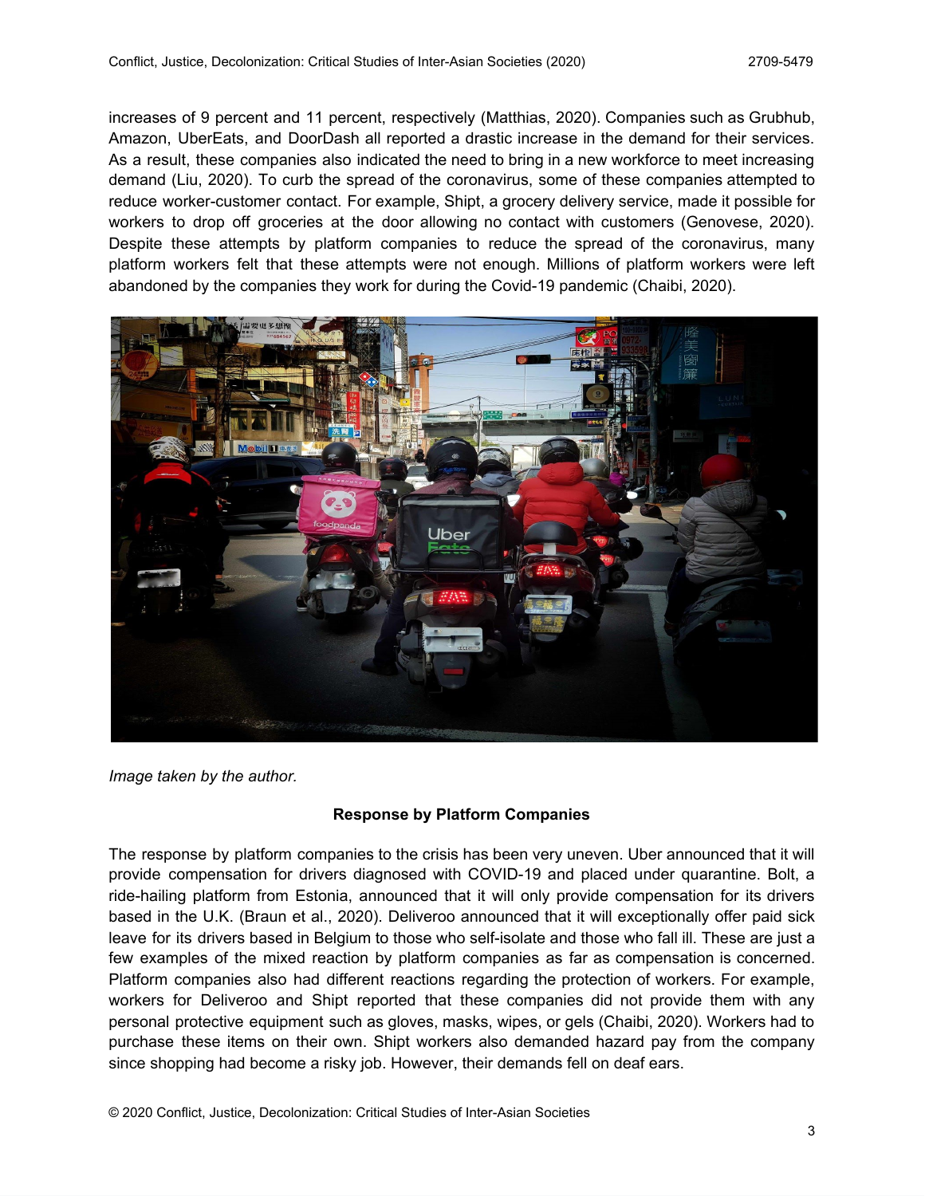increases of 9 percent and 11 percent, respectively (Matthias, 2020). Companies such as Grubhub, Amazon, UberEats, and DoorDash all reported a drastic increase in the demand for their services. As a result, these companies also indicated the need to bring in a new workforce to meet increasing demand (Liu, 2020). To curb the spread of the coronavirus, some of these companies attempted to reduce worker-customer contact. For example, Shipt, a grocery delivery service, made it possible for workers to drop off groceries at the door allowing no contact with customers (Genovese, 2020). Despite these attempts by platform companies to reduce the spread of the coronavirus, many platform workers felt that these attempts were not enough. Millions of platform workers were left abandoned by the companies they work for during the Covid-19 pandemic (Chaibi, 2020).

*Image taken by the author.*

**Response by Platform Companies**

The response by platform companies to the crisis has been very uneven. Uber announced that it will provide compensation for drivers diagnosed with COVID-19 and placed under quarantine. Bolt, a ride-hailing platform from Estonia, announced that it will only provide compensation for its drivers based in the U.K. (Braun et al., 2020). Deliveroo announced that it will exceptionally offer paid sick leave for its drivers based in Belgium to those who self-isolate and those who fall ill. These are just a few examples of the mixed reaction by platform companies as far as compensation is concerned. Platform companies also had different reactions regarding the protection of workers. For example, workers for Deliveroo and Shipt reported that these companies did not provide them with any personal protective equipment such as gloves, masks, wipes, or gels (Chaibi, 2020). Workers had to purchase these items on their own. Shipt workers also demanded hazard pay from the company since shopping had become a risky job. However, their demands fell on deaf ears.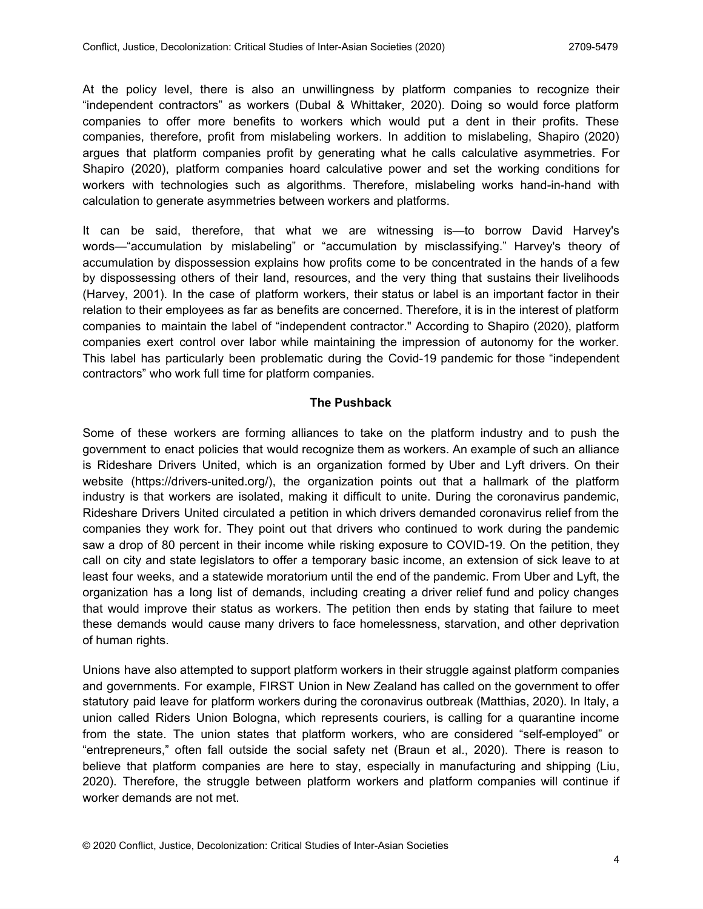At the policy level, there is also an unwillingness by platform companies to recognize their "independent contractors" as workers (Dubal & Whittaker, 2020). Doing so would force platform companies to offer more benefits to workers which would put a dent in their profits. These companies, therefore, profit from mislabeling workers. In addition to mislabeling, Shapiro (2020) argues that platform companies profit by generating what he calls calculative asymmetries. For Shapiro (2020), platform companies hoard calculative power and set the working conditions for workers with technologies such as algorithms. Therefore, mislabeling works hand-in-hand with calculation to generate asymmetries between workers and platforms.

It can be said, therefore, that what we are witnessing is—to borrow David Harvey's words—"accumulation by mislabeling" or "accumulation by misclassifying." Harvey's theory of accumulation by dispossession explains how profits come to be concentrated in the hands of a few by dispossessing others of their land, resources, and the very thing that sustains their livelihoods (Harvey, 2001). In the case of platform workers, their status or label is an important factor in their relation to their employees as far as benefits are concerned. Therefore, it is in the interest of platform companies to maintain the label of "independent contractor." According to Shapiro (2020), platform companies exert control over labor while maintaining the impression of autonomy for the worker. This label has particularly been problematic during the Covid-19 pandemic for those "independent contractors" who work full time for platform companies.

## The Pushback

Some of these workers are forming alliances to take on the platform industry and to push the government to enact policies that would recognize them as workers. An example of such an alliance is Rideshare Drivers United, which is an organization formed by Uber and Lyft drivers. On their website (https://drivers-united.org/), the organization points out that a hallmark of the platform industry is that workers are isolated, making it difficult to unite. During the coronavirus pandemic, Rideshare Drivers United circulated a petition in which drivers demanded coronavirus relief from the companies they work for. They point out that drivers who continued to work during the pandemic saw a drop of 80 percent in their income while risking exposure to COVID-19. On the petition, they call on city and state legislators to offer a temporary basic income, an extension of sick leave to at least four weeks, and a statewide moratorium until the end of the pandemic. From Uber and Lyft, the organization has a long list of demands, including creating a driver relief fund and policy changes that would improve their status as workers. The petition then ends by stating that failure to meet these demands would cause many drivers to face homelessness, starvation, and other deprivation of human rights.

Unions have also attempted to support platform workers in their struggle against platform companies and governments. For example, FIRST Union in New Zealand has called on the government to offer statutory paid leave for platform workers during the coronavirus outbreak (Matthias, 2020). In Italy, a union called Riders Union Bologna, which represents couriers, is calling for a quarantine income from the state. The union states that platform workers, who are considered "self-employed" or "entrepreneurs," often fall outside the social safety net (Braun et al., 2020). There is reason to believe that platform companies are here to stay, especially in manufacturing and shipping (Liu, 2020). Therefore, the struggle between platform workers and platform companies will continue if worker demands are not met.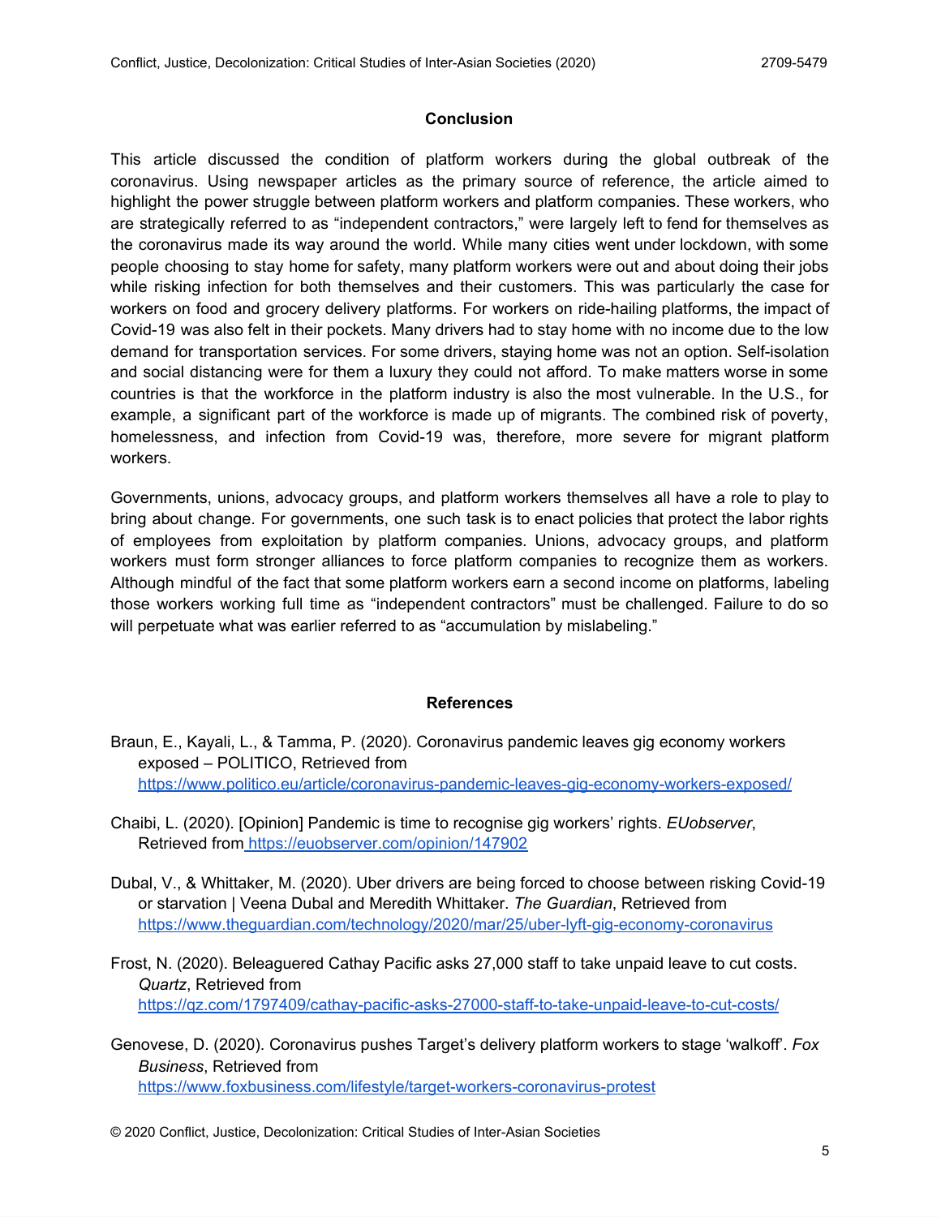## Conclusion

This article discussed the condition of platform workers during the global outbreak of the coronavirus. Using newspaper articles as the primary source of reference, the article aimed to highlight the power struggle between platform workers and platform companies. These workers, who are strategically referred to as "independent contractors," were largely left to fend for themselves as the coronavirus made its way around the world. While many cities went under lockdown, with some people choosing to stay home for safety, many platform workers were out and about doing their jobs while risking infection for both themselves and their customers. This was particularly the case for workers on food and grocery delivery platforms. For workers on ride-hailing platforms, the impact of Covid-19 was also felt in their pockets. Many drivers had to stay home with no income due to the low demand for transportation services. For some drivers, staying home was not an option. Self-isolation and social distancing were for them a luxury they could not afford. To make matters worse in some countries is that the workforce in the platform industry is also the most vulnerable. In the U.S., for example, a significant part of the workforce is made up of migrants. The combined risk of poverty, homelessness, and infection from Covid-19 was, therefore, more severe for migrant platform workers.

Governments, unions, advocacy groups, and platform workers themselves all have a role to play to bring about change. For governments, one such task is to enact policies that protect the labor rights of employees from exploitation by platform companies. Unions, advocacy groups, and platform workers must form stronger alliances to force platform companies to recognize them as workers. Although mindful of the fact that some platform workers earn a second income on platforms, labeling those workers working full time as "independent contractors" must be challenged. Failure to do so will perpetuate what was earlier referred to as "accumulation by mislabeling."

## References

Braun, E., Kayali, L., & Tamma, P. (2020). Coronavirus pandemic leaves gig economy workers exposed – POLITICO, Retrieved from https://www.politico.eu/article/coronavirus-pandemic-leaves-gig-economy-workers-exposed/

Chaibi, L. (2020). [Opinion] Pandemic is time to recognise gig workers' rights. *EUobserver*, Retrieved from https://euobserver.com/opinion/147902

Dubal, V., & Whittaker, M. (2020). Uber drivers are being forced to choose between risking Covid-19 or starvation | Veena Dubal and Meredith Whittaker. *The Guardian*, Retrieved from https://www.theguardian.com/technology/2020/mar/25/uber-lyft-gig-economy-coronavirus

Frost, N. (2020). Beleaguered Cathay Pacific asks 27,000 staff to take unpaid leave to cut costs. *Quartz*, Retrieved from https://qz.com/1797409/cathay-pacific-asks-27000-staff-to-take-unpaid-leave-to-cut-costs/

Genovese, D. (2020). Coronavirus pushes Target's delivery platform workers to stage 'walkoff'. *Fox Business*, Retrieved from https://www.foxbusiness.com/lifestyle/target-workers-coronavirus-protest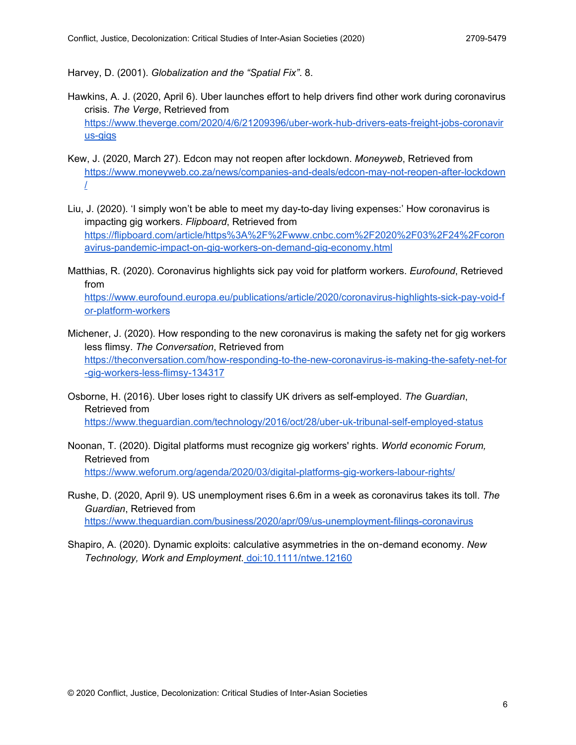Harvey, D. (2001). *Globalization and the "Spatial Fix"*. 8.

Hawkins, A. J. (2020, April 6). Uber launches effort to help drivers find other work during coronavirus crisis. *The Verge*, Retrieved from https://www.theverge.com/2020/4/6/21209396/uber-work-hub-drivers-eats-freight-jobs-coronavirus-gigs

Kew, J. (2020, March 27). Edcon may not reopen after lockdown. *Moneyweb*, Retrieved from https://www.moneyweb.co.za/news/companies-and-deals/edcon-may-not-reopen-after-lockdown/

Liu, J. (2020). 'I simply won't be able to meet my day-to-day living expenses:' How coronavirus is impacting gig workers. *Flipboard*, Retrieved from https://flipboard.com/article/https%3A%2F%2Fwww.cnbc.com%2F2020%2F03%2F24%2Fcoronavirus-pandemic-impact-on-gig-workers-on-demand-gig-economy.html

Matthias, R. (2020). Coronavirus highlights sick pay void for platform workers. *Eurofound*, Retrieved from https://www.eurofound.europa.eu/publications/article/2020/coronavirus-highlights-sick-pay-void-for-platform-workers

Michener, J. (2020). How responding to the new coronavirus is making the safety net for gig workers less flimsy. *The Conversation*, Retrieved from https://theconversation.com/how-responding-to-the-new-coronavirus-is-making-the-safety-net-for-gig-workers-less-flimsy-134317

Osborne, H. (2016). Uber loses right to classify UK drivers as self-employed. *The Guardian*, Retrieved from https://www.theguardian.com/technology/2016/oct/28/uber-uk-tribunal-self-employed-status

Noonan, T. (2020). Digital platforms must recognize gig workers' rights. *World economic Forum,* Retrieved from https://www.weforum.org/agenda/2020/03/digital-platforms-gig-workers-labour-rights/

Rushe, D. (2020, April 9). US unemployment rises 6.6m in a week as coronavirus takes its toll. *The Guardian*, Retrieved from https://www.theguardian.com/business/2020/apr/09/us-unemployment-filings-coronavirus

Shapiro, A. (2020). Dynamic exploits: calculative asymmetries in the on-demand economy. *New Technology, Work and Employment*. doi:10.1111/ntwe.12160